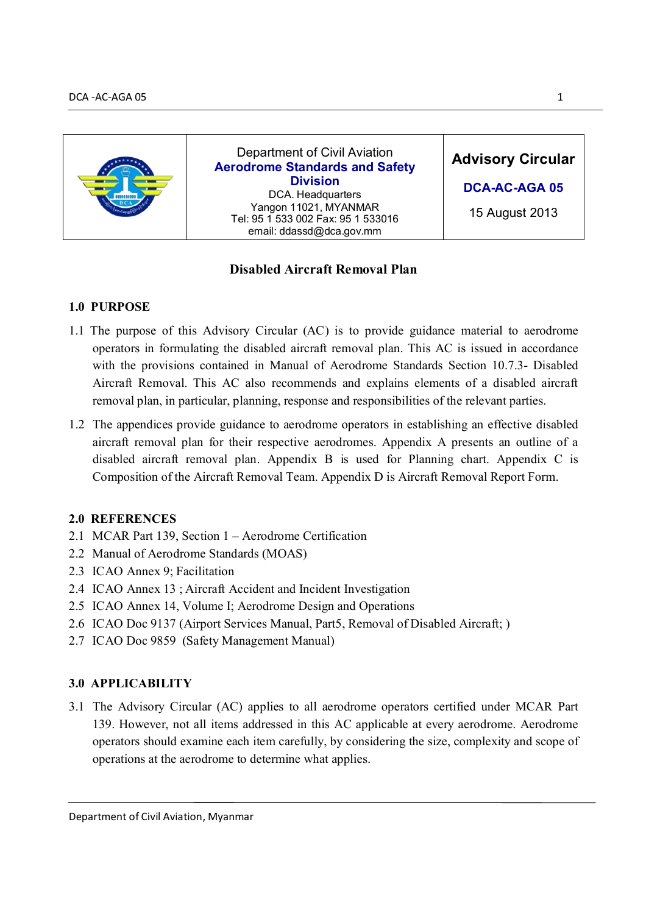| | | |
|---|---|---|
| | Department of Civil Aviation<br>**Aerodrome Standards and Safety Division**<br>DCA. Headquarters<br>Yangon 11021, MYANMAR<br>Tel: 95 1 533 002 Fax: 95 1 533016<br>email: ddassd@dca.gov.mm | **Advisory Circular**<br>**DCA-AC-AGA 05**<br>15 August 2013 |

# Disabled Aircraft Removal Plan

## 1.0 PURPOSE

1.1 The purpose of this Advisory Circular (AC) is to provide guidance material to aerodrome operators in formulating the disabled aircraft removal plan. This AC is issued in accordance with the provisions contained in Manual of Aerodrome Standards Section 10.7.3- Disabled Aircraft Removal. This AC also recommends and explains elements of a disabled aircraft removal plan, in particular, planning, response and responsibilities of the relevant parties.

1.2 The appendices provide guidance to aerodrome operators in establishing an effective disabled aircraft removal plan for their respective aerodromes. Appendix A presents an outline of a disabled aircraft removal plan. Appendix B is used for Planning chart. Appendix C is Composition of the Aircraft Removal Team. Appendix D is Aircraft Removal Report Form.

## 2.0 REFERENCES

2.1 MCAR Part 139, Section 1 – Aerodrome Certification

2.2 Manual of Aerodrome Standards (MOAS)

2.3 ICAO Annex 9; Facilitation

2.4 ICAO Annex 13 ; Aircraft Accident and Incident Investigation

2.5 ICAO Annex 14, Volume I; Aerodrome Design and Operations

2.6 ICAO Doc 9137 (Airport Services Manual, Part5, Removal of Disabled Aircraft; )

2.7 ICAO Doc 9859 (Safety Management Manual)

## 3.0 APPLICABILITY

3.1 The Advisory Circular (AC) applies to all aerodrome operators certified under MCAR Part 139. However, not all items addressed in this AC applicable at every aerodrome. Aerodrome operators should examine each item carefully, by considering the size, complexity and scope of operations at the aerodrome to determine what applies.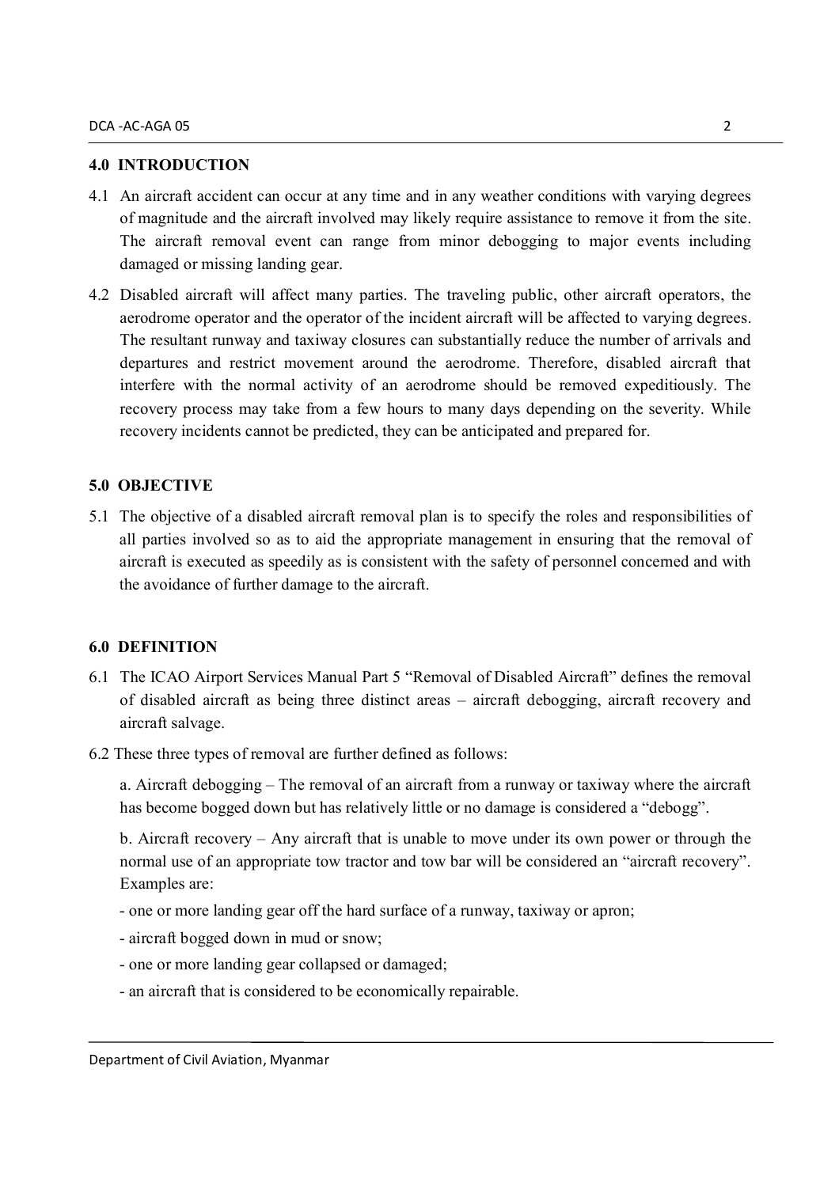## 4.0 INTRODUCTION

4.1 An aircraft accident can occur at any time and in any weather conditions with varying degrees of magnitude and the aircraft involved may likely require assistance to remove it from the site. The aircraft removal event can range from minor debogging to major events including damaged or missing landing gear.

4.2 Disabled aircraft will affect many parties. The traveling public, other aircraft operators, the aerodrome operator and the operator of the incident aircraft will be affected to varying degrees. The resultant runway and taxiway closures can substantially reduce the number of arrivals and departures and restrict movement around the aerodrome. Therefore, disabled aircraft that interfere with the normal activity of an aerodrome should be removed expeditiously. The recovery process may take from a few hours to many days depending on the severity. While recovery incidents cannot be predicted, they can be anticipated and prepared for.

## 5.0 OBJECTIVE

5.1 The objective of a disabled aircraft removal plan is to specify the roles and responsibilities of all parties involved so as to aid the appropriate management in ensuring that the removal of aircraft is executed as speedily as is consistent with the safety of personnel concerned and with the avoidance of further damage to the aircraft.

## 6.0 DEFINITION

6.1 The ICAO Airport Services Manual Part 5 "Removal of Disabled Aircraft" defines the removal of disabled aircraft as being three distinct areas – aircraft debogging, aircraft recovery and aircraft salvage.

6.2 These three types of removal are further defined as follows:

a. Aircraft debogging – The removal of an aircraft from a runway or taxiway where the aircraft has become bogged down but has relatively little or no damage is considered a "debogg".

b. Aircraft recovery – Any aircraft that is unable to move under its own power or through the normal use of an appropriate tow tractor and tow bar will be considered an "aircraft recovery". Examples are:

- one or more landing gear off the hard surface of a runway, taxiway or apron;
- aircraft bogged down in mud or snow;
- one or more landing gear collapsed or damaged;
- an aircraft that is considered to be economically repairable.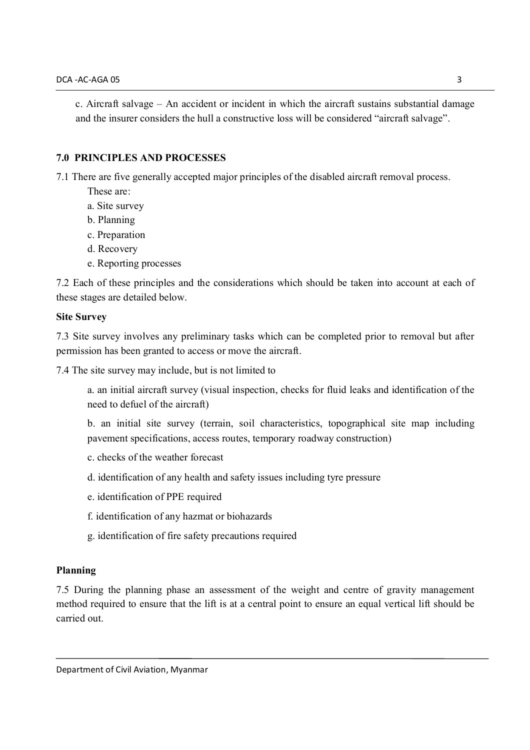c. Aircraft salvage – An accident or incident in which the aircraft sustains substantial damage and the insurer considers the hull a constructive loss will be considered "aircraft salvage".

## 7.0 PRINCIPLES AND PROCESSES

7.1 There are five generally accepted major principles of the disabled aircraft removal process. These are:

a. Site survey
b. Planning
c. Preparation
d. Recovery
e. Reporting processes

7.2 Each of these principles and the considerations which should be taken into account at each of these stages are detailed below.

**Site Survey**

7.3 Site survey involves any preliminary tasks which can be completed prior to removal but after permission has been granted to access or move the aircraft.

7.4 The site survey may include, but is not limited to

a. an initial aircraft survey (visual inspection, checks for fluid leaks and identification of the need to defuel of the aircraft)

b. an initial site survey (terrain, soil characteristics, topographical site map including pavement specifications, access routes, temporary roadway construction)

c. checks of the weather forecast

d. identification of any health and safety issues including tyre pressure

e. identification of PPE required

f. identification of any hazmat or biohazards

g. identification of fire safety precautions required

**Planning**

7.5 During the planning phase an assessment of the weight and centre of gravity management method required to ensure that the lift is at a central point to ensure an equal vertical lift should be carried out.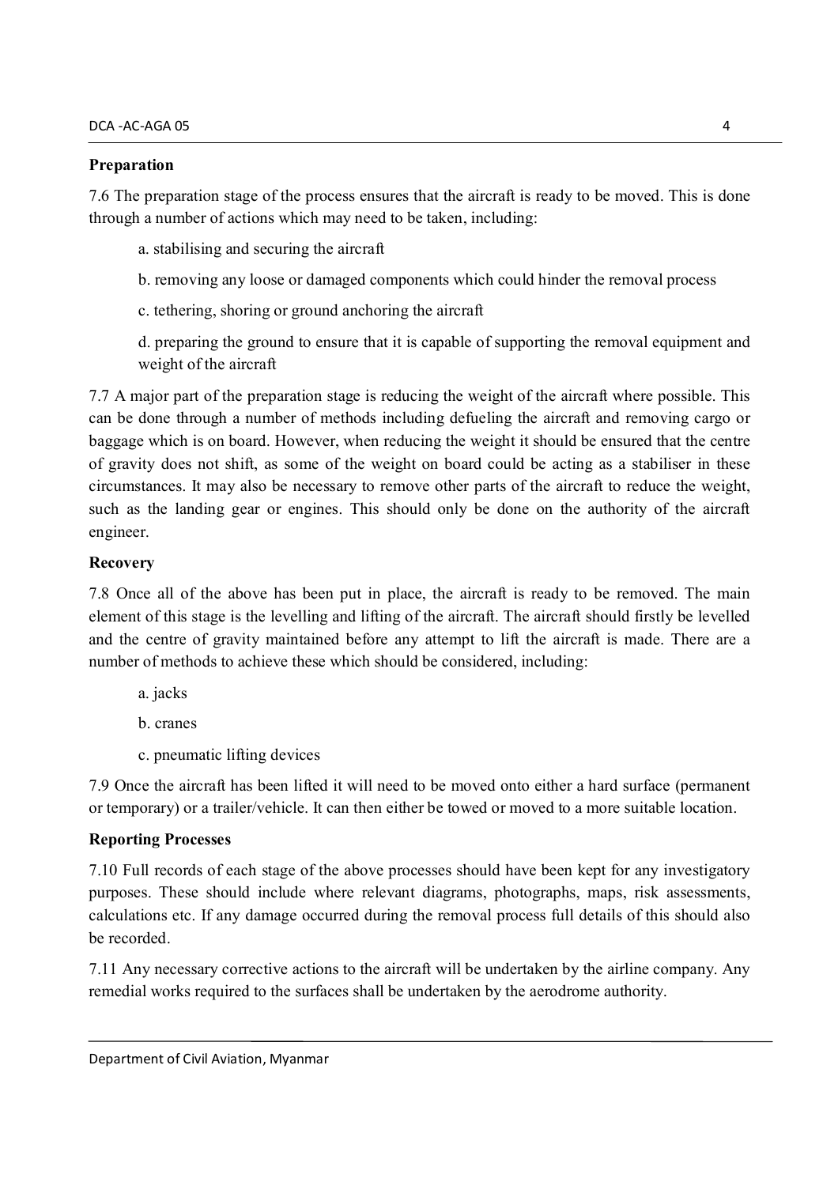**Preparation**

7.6 The preparation stage of the process ensures that the aircraft is ready to be moved. This is done through a number of actions which may need to be taken, including:

a. stabilising and securing the aircraft

b. removing any loose or damaged components which could hinder the removal process

c. tethering, shoring or ground anchoring the aircraft

d. preparing the ground to ensure that it is capable of supporting the removal equipment and weight of the aircraft

7.7 A major part of the preparation stage is reducing the weight of the aircraft where possible. This can be done through a number of methods including defueling the aircraft and removing cargo or baggage which is on board. However, when reducing the weight it should be ensured that the centre of gravity does not shift, as some of the weight on board could be acting as a stabiliser in these circumstances. It may also be necessary to remove other parts of the aircraft to reduce the weight, such as the landing gear or engines. This should only be done on the authority of the aircraft engineer.

**Recovery**

7.8 Once all of the above has been put in place, the aircraft is ready to be removed. The main element of this stage is the levelling and lifting of the aircraft. The aircraft should firstly be levelled and the centre of gravity maintained before any attempt to lift the aircraft is made. There are a number of methods to achieve these which should be considered, including:

a. jacks

b. cranes

c. pneumatic lifting devices

7.9 Once the aircraft has been lifted it will need to be moved onto either a hard surface (permanent or temporary) or a trailer/vehicle. It can then either be towed or moved to a more suitable location.

**Reporting Processes**

7.10 Full records of each stage of the above processes should have been kept for any investigatory purposes. These should include where relevant diagrams, photographs, maps, risk assessments, calculations etc. If any damage occurred during the removal process full details of this should also be recorded.

7.11 Any necessary corrective actions to the aircraft will be undertaken by the airline company. Any remedial works required to the surfaces shall be undertaken by the aerodrome authority.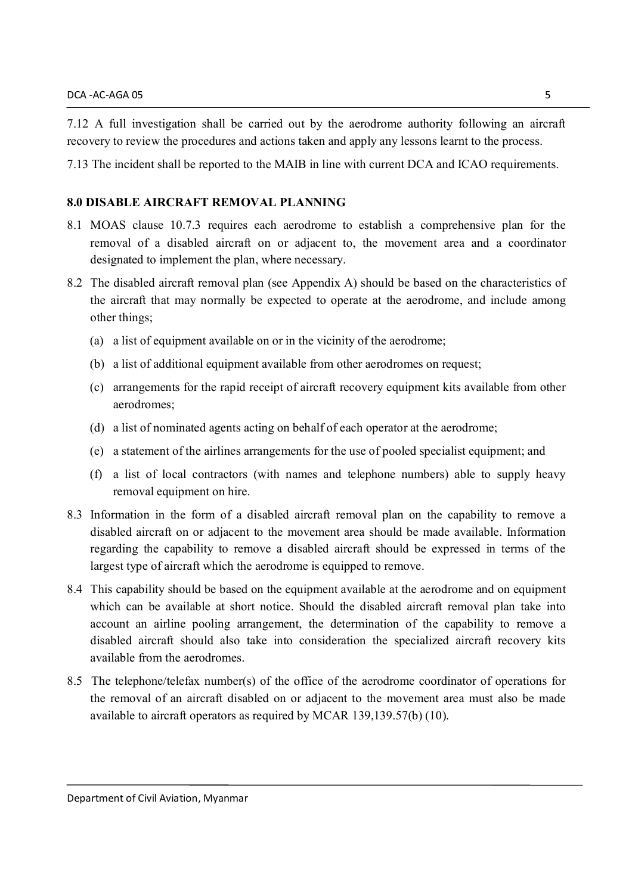7.12 A full investigation shall be carried out by the aerodrome authority following an aircraft recovery to review the procedures and actions taken and apply any lessons learnt to the process.

7.13 The incident shall be reported to the MAIB in line with current DCA and ICAO requirements.

## 8.0 DISABLE AIRCRAFT REMOVAL PLANNING

8.1 MOAS clause 10.7.3 requires each aerodrome to establish a comprehensive plan for the removal of a disabled aircraft on or adjacent to, the movement area and a coordinator designated to implement the plan, where necessary.

8.2 The disabled aircraft removal plan (see Appendix A) should be based on the characteristics of the aircraft that may normally be expected to operate at the aerodrome, and include among other things;

(a) a list of equipment available on or in the vicinity of the aerodrome;

(b) a list of additional equipment available from other aerodromes on request;

(c) arrangements for the rapid receipt of aircraft recovery equipment kits available from other aerodromes;

(d) a list of nominated agents acting on behalf of each operator at the aerodrome;

(e) a statement of the airlines arrangements for the use of pooled specialist equipment; and

(f) a list of local contractors (with names and telephone numbers) able to supply heavy removal equipment on hire.

8.3 Information in the form of a disabled aircraft removal plan on the capability to remove a disabled aircraft on or adjacent to the movement area should be made available. Information regarding the capability to remove a disabled aircraft should be expressed in terms of the largest type of aircraft which the aerodrome is equipped to remove.

8.4 This capability should be based on the equipment available at the aerodrome and on equipment which can be available at short notice. Should the disabled aircraft removal plan take into account an airline pooling arrangement, the determination of the capability to remove a disabled aircraft should also take into consideration the specialized aircraft recovery kits available from the aerodromes.

8.5 The telephone/telefax number(s) of the office of the aerodrome coordinator of operations for the removal of an aircraft disabled on or adjacent to the movement area must also be made available to aircraft operators as required by MCAR 139,139.57(b) (10).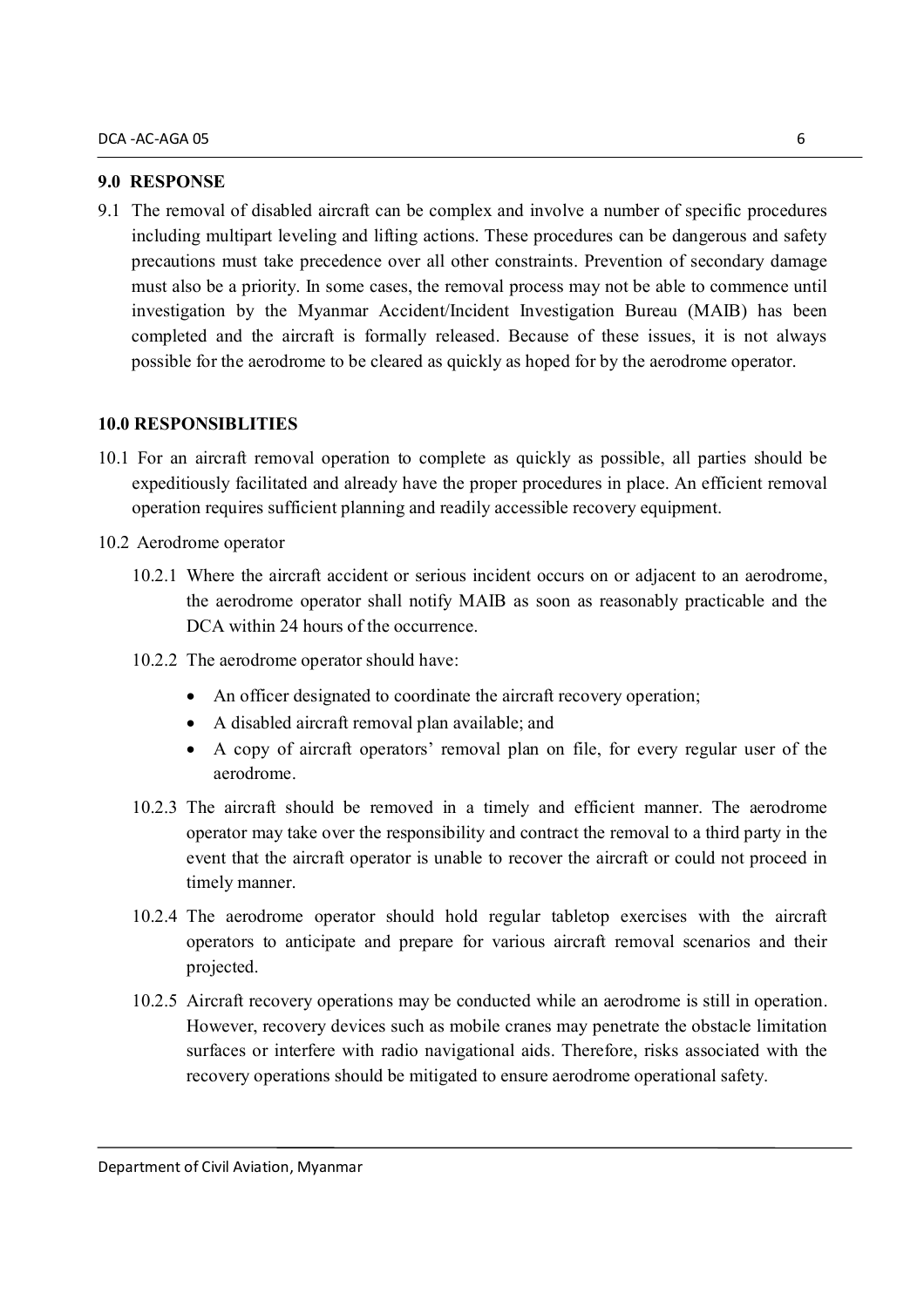## 9.0 RESPONSE

9.1 The removal of disabled aircraft can be complex and involve a number of specific procedures including multipart leveling and lifting actions. These procedures can be dangerous and safety precautions must take precedence over all other constraints. Prevention of secondary damage must also be a priority. In some cases, the removal process may not be able to commence until investigation by the Myanmar Accident/Incident Investigation Bureau (MAIB) has been completed and the aircraft is formally released. Because of these issues, it is not always possible for the aerodrome to be cleared as quickly as hoped for by the aerodrome operator.

## 10.0 RESPONSIBLITIES

10.1 For an aircraft removal operation to complete as quickly as possible, all parties should be expeditiously facilitated and already have the proper procedures in place. An efficient removal operation requires sufficient planning and readily accessible recovery equipment.

10.2 Aerodrome operator

10.2.1 Where the aircraft accident or serious incident occurs on or adjacent to an aerodrome, the aerodrome operator shall notify MAIB as soon as reasonably practicable and the DCA within 24 hours of the occurrence.

10.2.2 The aerodrome operator should have:

- An officer designated to coordinate the aircraft recovery operation;
- A disabled aircraft removal plan available; and
- A copy of aircraft operators' removal plan on file, for every regular user of the aerodrome.

10.2.3 The aircraft should be removed in a timely and efficient manner. The aerodrome operator may take over the responsibility and contract the removal to a third party in the event that the aircraft operator is unable to recover the aircraft or could not proceed in timely manner.

10.2.4 The aerodrome operator should hold regular tabletop exercises with the aircraft operators to anticipate and prepare for various aircraft removal scenarios and their projected.

10.2.5 Aircraft recovery operations may be conducted while an aerodrome is still in operation. However, recovery devices such as mobile cranes may penetrate the obstacle limitation surfaces or interfere with radio navigational aids. Therefore, risks associated with the recovery operations should be mitigated to ensure aerodrome operational safety.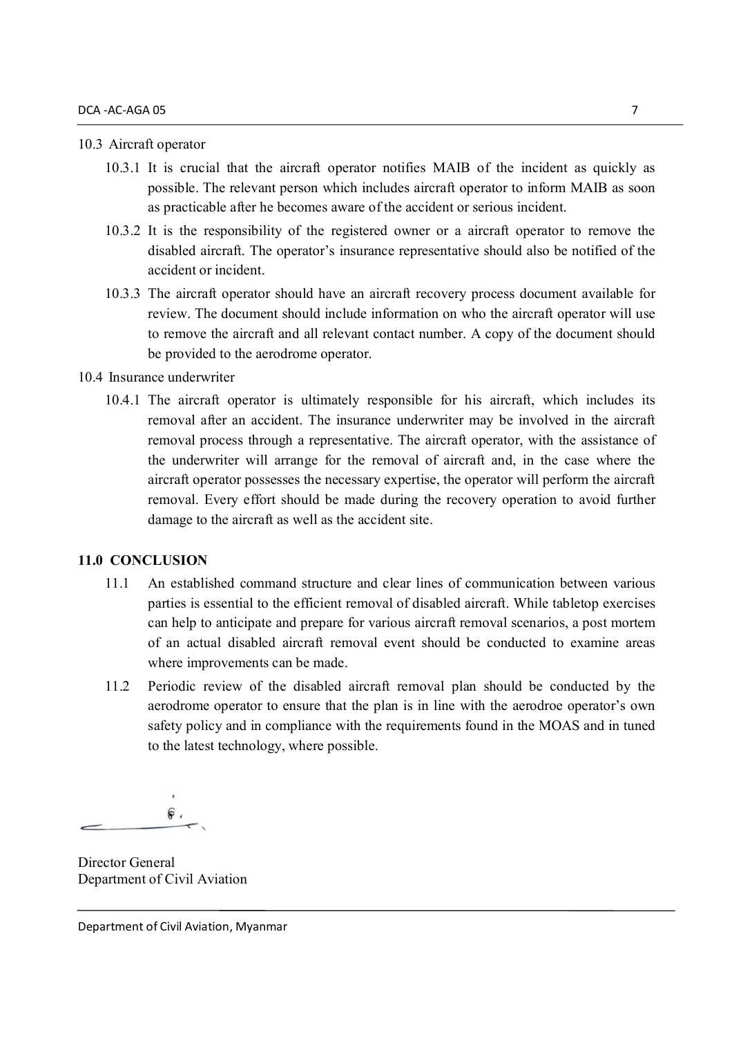10.3 Aircraft operator

10.3.1 It is crucial that the aircraft operator notifies MAIB of the incident as quickly as possible. The relevant person which includes aircraft operator to inform MAIB as soon as practicable after he becomes aware of the accident or serious incident.

10.3.2 It is the responsibility of the registered owner or a aircraft operator to remove the disabled aircraft. The operator's insurance representative should also be notified of the accident or incident.

10.3.3 The aircraft operator should have an aircraft recovery process document available for review. The document should include information on who the aircraft operator will use to remove the aircraft and all relevant contact number. A copy of the document should be provided to the aerodrome operator.

10.4 Insurance underwriter

10.4.1 The aircraft operator is ultimately responsible for his aircraft, which includes its removal after an accident. The insurance underwriter may be involved in the aircraft removal process through a representative. The aircraft operator, with the assistance of the underwriter will arrange for the removal of aircraft and, in the case where the aircraft operator possesses the necessary expertise, the operator will perform the aircraft removal. Every effort should be made during the recovery operation to avoid further damage to the aircraft as well as the accident site.

## 11.0 CONCLUSION

11.1 An established command structure and clear lines of communication between various parties is essential to the efficient removal of disabled aircraft. While tabletop exercises can help to anticipate and prepare for various aircraft removal scenarios, a post mortem of an actual disabled aircraft removal event should be conducted to examine areas where improvements can be made.

11.2 Periodic review of the disabled aircraft removal plan should be conducted by the aerodrome operator to ensure that the plan is in line with the aerodroe operator's own safety policy and in compliance with the requirements found in the MOAS and in tuned to the latest technology, where possible.

Director General
Department of Civil Aviation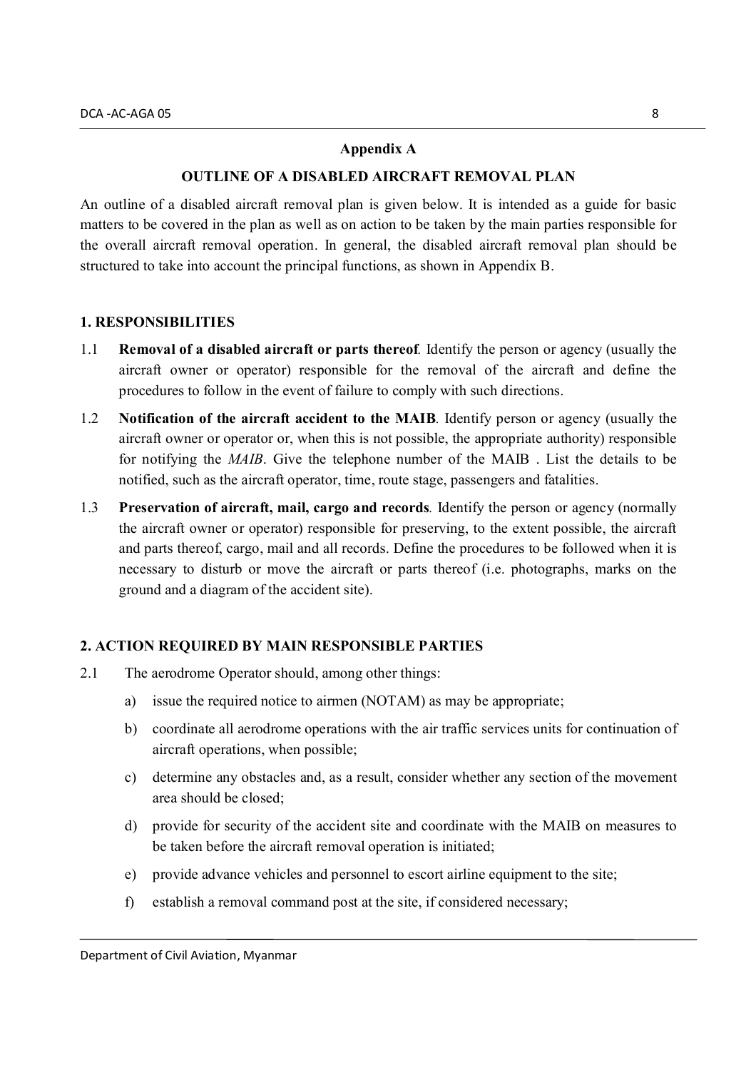## Appendix A

## OUTLINE OF A DISABLED AIRCRAFT REMOVAL PLAN

An outline of a disabled aircraft removal plan is given below. It is intended as a guide for basic matters to be covered in the plan as well as on action to be taken by the main parties responsible for the overall aircraft removal operation. In general, the disabled aircraft removal plan should be structured to take into account the principal functions, as shown in Appendix B.

### 1. RESPONSIBILITIES

1.1 **Removal of a disabled aircraft or parts thereof**. Identify the person or agency (usually the aircraft owner or operator) responsible for the removal of the aircraft and define the procedures to follow in the event of failure to comply with such directions.

1.2 **Notification of the aircraft accident to the MAIB**. Identify person or agency (usually the aircraft owner or operator or, when this is not possible, the appropriate authority) responsible for notifying the *MAIB*. Give the telephone number of the MAIB . List the details to be notified, such as the aircraft operator, time, route stage, passengers and fatalities.

1.3 **Preservation of aircraft, mail, cargo and records**. Identify the person or agency (normally the aircraft owner or operator) responsible for preserving, to the extent possible, the aircraft and parts thereof, cargo, mail and all records. Define the procedures to be followed when it is necessary to disturb or move the aircraft or parts thereof (i.e. photographs, marks on the ground and a diagram of the accident site).

### 2. ACTION REQUIRED BY MAIN RESPONSIBLE PARTIES

2.1 The aerodrome Operator should, among other things:

a) issue the required notice to airmen (NOTAM) as may be appropriate;

b) coordinate all aerodrome operations with the air traffic services units for continuation of aircraft operations, when possible;

c) determine any obstacles and, as a result, consider whether any section of the movement area should be closed;

d) provide for security of the accident site and coordinate with the MAIB on measures to be taken before the aircraft removal operation is initiated;

e) provide advance vehicles and personnel to escort airline equipment to the site;

f) establish a removal command post at the site, if considered necessary;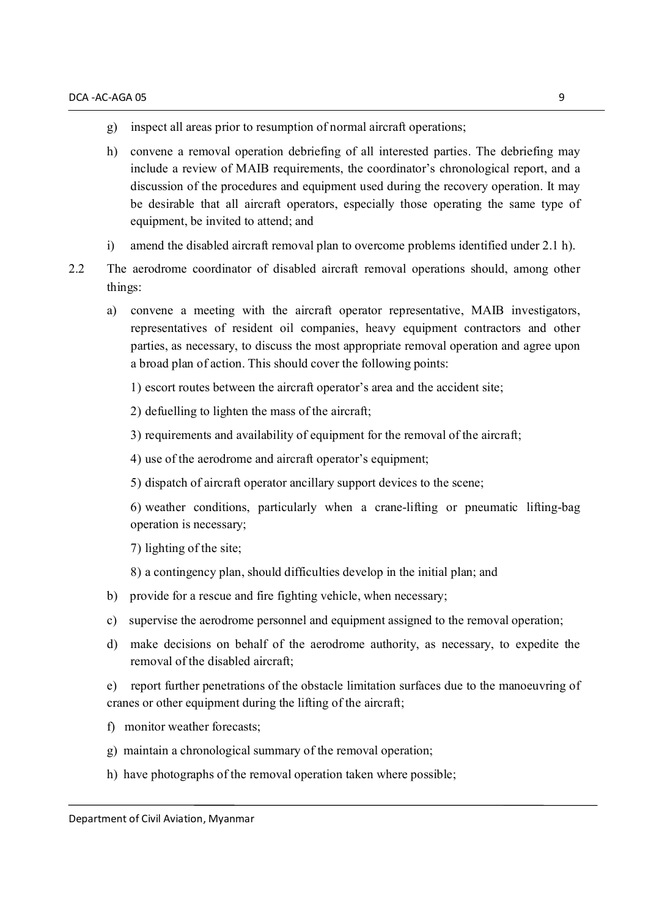g) inspect all areas prior to resumption of normal aircraft operations;

h) convene a removal operation debriefing of all interested parties. The debriefing may include a review of MAIB requirements, the coordinator's chronological report, and a discussion of the procedures and equipment used during the recovery operation. It may be desirable that all aircraft operators, especially those operating the same type of equipment, be invited to attend; and

i) amend the disabled aircraft removal plan to overcome problems identified under 2.1 h).

2.2 The aerodrome coordinator of disabled aircraft removal operations should, among other things:

a) convene a meeting with the aircraft operator representative, MAIB investigators, representatives of resident oil companies, heavy equipment contractors and other parties, as necessary, to discuss the most appropriate removal operation and agree upon a broad plan of action. This should cover the following points:

1) escort routes between the aircraft operator's area and the accident site;

2) defuelling to lighten the mass of the aircraft;

3) requirements and availability of equipment for the removal of the aircraft;

4) use of the aerodrome and aircraft operator's equipment;

5) dispatch of aircraft operator ancillary support devices to the scene;

6) weather conditions, particularly when a crane-lifting or pneumatic lifting-bag operation is necessary;

7) lighting of the site;

8) a contingency plan, should difficulties develop in the initial plan; and

b) provide for a rescue and fire fighting vehicle, when necessary;

c) supervise the aerodrome personnel and equipment assigned to the removal operation;

d) make decisions on behalf of the aerodrome authority, as necessary, to expedite the removal of the disabled aircraft;

e) report further penetrations of the obstacle limitation surfaces due to the manoeuvring of cranes or other equipment during the lifting of the aircraft;

f) monitor weather forecasts;

g) maintain a chronological summary of the removal operation;

h) have photographs of the removal operation taken where possible;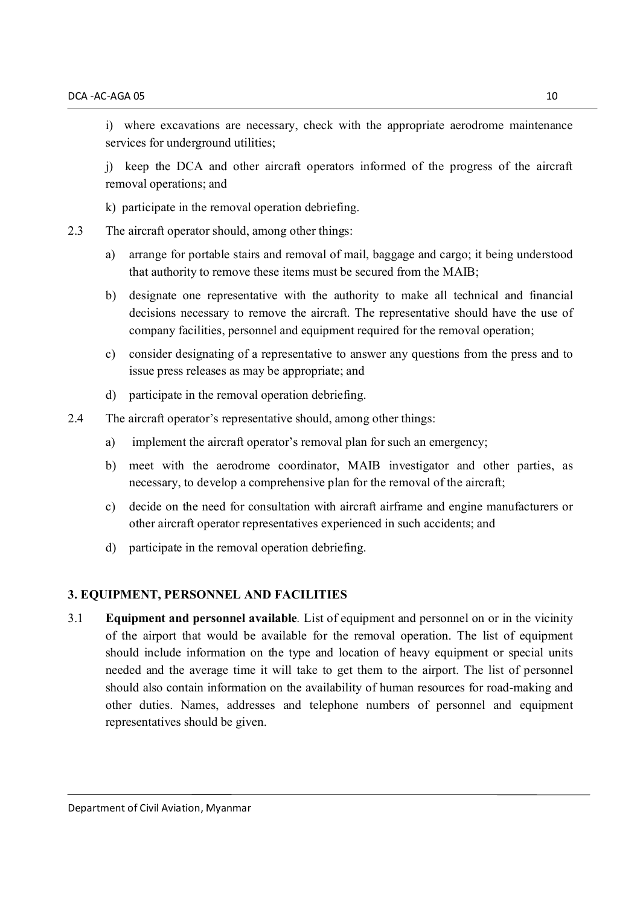i) where excavations are necessary, check with the appropriate aerodrome maintenance services for underground utilities;

j) keep the DCA and other aircraft operators informed of the progress of the aircraft removal operations; and

k) participate in the removal operation debriefing.

2.3 The aircraft operator should, among other things:

a) arrange for portable stairs and removal of mail, baggage and cargo; it being understood that authority to remove these items must be secured from the MAIB;

b) designate one representative with the authority to make all technical and financial decisions necessary to remove the aircraft. The representative should have the use of company facilities, personnel and equipment required for the removal operation;

c) consider designating of a representative to answer any questions from the press and to issue press releases as may be appropriate; and

d) participate in the removal operation debriefing.

2.4 The aircraft operator's representative should, among other things:

a) implement the aircraft operator's removal plan for such an emergency;

b) meet with the aerodrome coordinator, MAIB investigator and other parties, as necessary, to develop a comprehensive plan for the removal of the aircraft;

c) decide on the need for consultation with aircraft airframe and engine manufacturers or other aircraft operator representatives experienced in such accidents; and

d) participate in the removal operation debriefing.

## 3. EQUIPMENT, PERSONNEL AND FACILITIES

3.1 **Equipment and personnel available**. List of equipment and personnel on or in the vicinity of the airport that would be available for the removal operation. The list of equipment should include information on the type and location of heavy equipment or special units needed and the average time it will take to get them to the airport. The list of personnel should also contain information on the availability of human resources for road-making and other duties. Names, addresses and telephone numbers of personnel and equipment representatives should be given.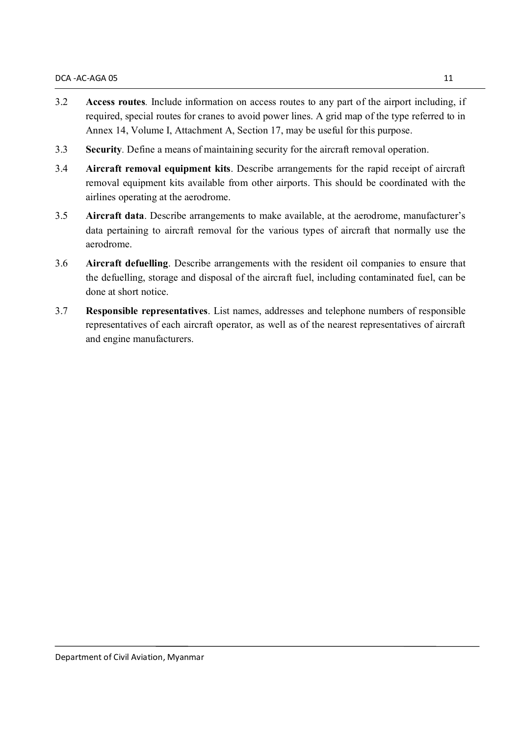3.2 **Access routes**. Include information on access routes to any part of the airport including, if required, special routes for cranes to avoid power lines. A grid map of the type referred to in Annex 14, Volume I, Attachment A, Section 17, may be useful for this purpose.

3.3 **Security**. Define a means of maintaining security for the aircraft removal operation.

3.4 **Aircraft removal equipment kits**. Describe arrangements for the rapid receipt of aircraft removal equipment kits available from other airports. This should be coordinated with the airlines operating at the aerodrome.

3.5 **Aircraft data**. Describe arrangements to make available, at the aerodrome, manufacturer's data pertaining to aircraft removal for the various types of aircraft that normally use the aerodrome.

3.6 **Aircraft defuelling**. Describe arrangements with the resident oil companies to ensure that the defuelling, storage and disposal of the aircraft fuel, including contaminated fuel, can be done at short notice.

3.7 **Responsible representatives**. List names, addresses and telephone numbers of responsible representatives of each aircraft operator, as well as of the nearest representatives of aircraft and engine manufacturers.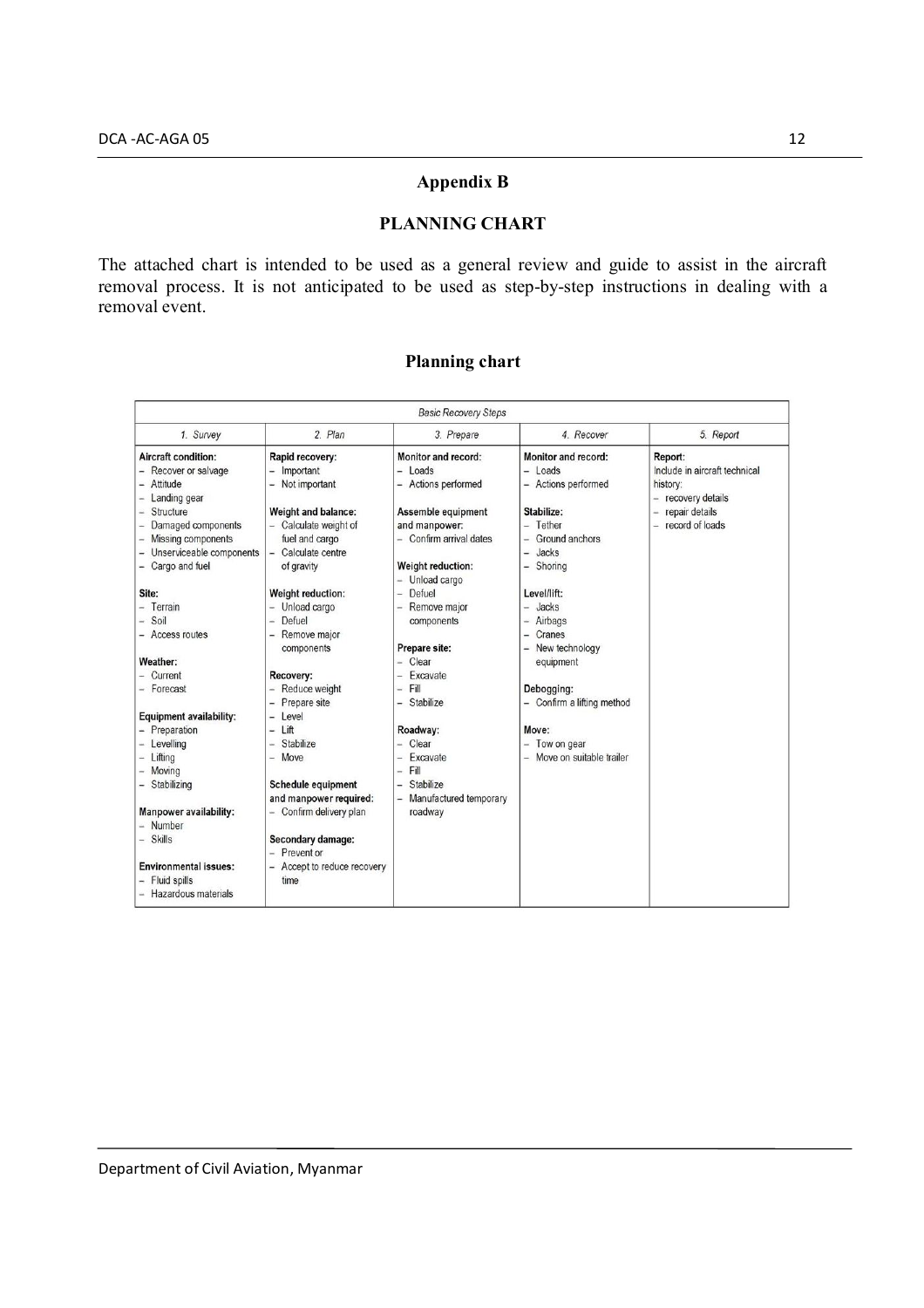## Appendix B

## PLANNING CHART

The attached chart is intended to be used as a general review and guide to assist in the aircraft removal process. It is not anticipated to be used as step-by-step instructions in dealing with a removal event.

### Planning chart

| Basic Recovery Steps | | | | |
|---|---|---|---|---|
| 1. Survey | 2. Plan | 3. Prepare | 4. Recover | 5. Report |
| **Aircraft condition:**<br>– Recover or salvage<br>– Attitude<br>– Landing gear<br>– Structure<br>– Damaged components<br>– Missing components<br>– Unserviceable components<br>– Cargo and fuel<br><br>**Site:**<br>– Terrain<br>– Soil<br>– Access routes<br><br>**Weather:**<br>– Current<br>– Forecast<br><br>**Equipment availability:**<br>– Preparation<br>– Levelling<br>– Lifting<br>– Moving<br>– Stabilizing<br><br>**Manpower availability:**<br>– Number<br>– Skills<br><br>**Environmental issues:**<br>– Fluid spills<br>– Hazardous materials | **Rapid recovery:**<br>– Important<br>– Not important<br><br>**Weight and balance:**<br>– Calculate weight of fuel and cargo<br>– Calculate centre of gravity<br><br>**Weight reduction:**<br>– Unload cargo<br>– Defuel<br>– Remove major components<br><br>**Recovery:**<br>– Reduce weight<br>– Prepare site<br>– Level<br>– Lift<br>– Stabilize<br>– Move<br><br>**Schedule equipment and manpower required:**<br>– Confirm delivery plan<br><br>**Secondary damage:**<br>– Prevent or<br>– Accept to reduce recovery time | **Monitor and record:**<br>– Loads<br>– Actions performed<br><br>**Assemble equipment and manpower:**<br>– Confirm arrival dates<br><br>**Weight reduction:**<br>– Unload cargo<br>– Defuel<br>– Remove major components<br><br>**Prepare site:**<br>– Clear<br>– Excavate<br>– Fill<br>– Stabilize<br><br>**Roadway:**<br>– Clear<br>– Excavate<br>– Fill<br>– Stabilize<br>– Manufactured temporary roadway | **Monitor and record:**<br>– Loads<br>– Actions performed<br><br>**Stabilize:**<br>– Tether<br>– Ground anchors<br>– Jacks<br>– Shoring<br><br>**Level/lift:**<br>– Jacks<br>– Airbags<br>– Cranes<br>– New technology equipment<br><br>**Debogging:**<br>– Confirm a lifting method<br><br>**Move:**<br>– Tow on gear<br>– Move on suitable trailer | **Report:**<br>Include in aircraft technical history:<br>– recovery details<br>– repair details<br>– record of loads |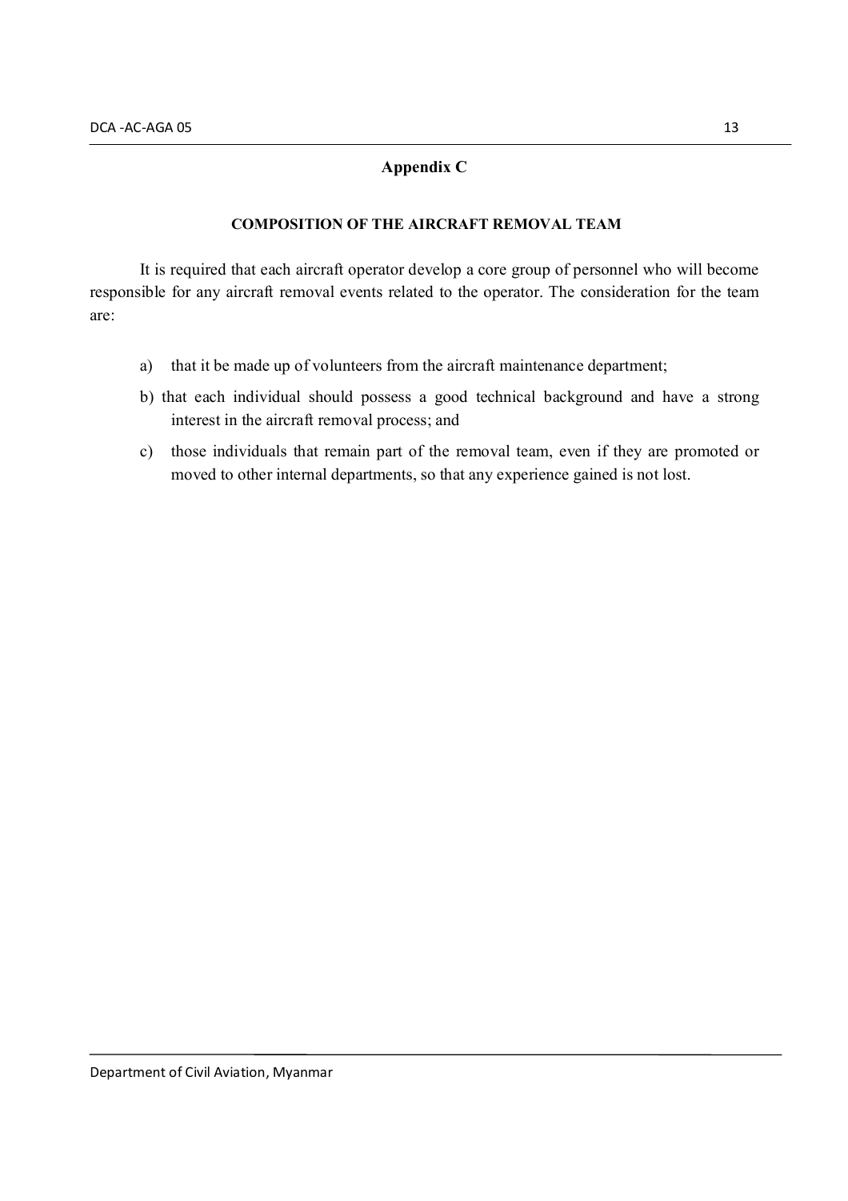## Appendix C

### COMPOSITION OF THE AIRCRAFT REMOVAL TEAM

It is required that each aircraft operator develop a core group of personnel who will become responsible for any aircraft removal events related to the operator. The consideration for the team are:

a) that it be made up of volunteers from the aircraft maintenance department;

b) that each individual should possess a good technical background and have a strong interest in the aircraft removal process; and

c) those individuals that remain part of the removal team, even if they are promoted or moved to other internal departments, so that any experience gained is not lost.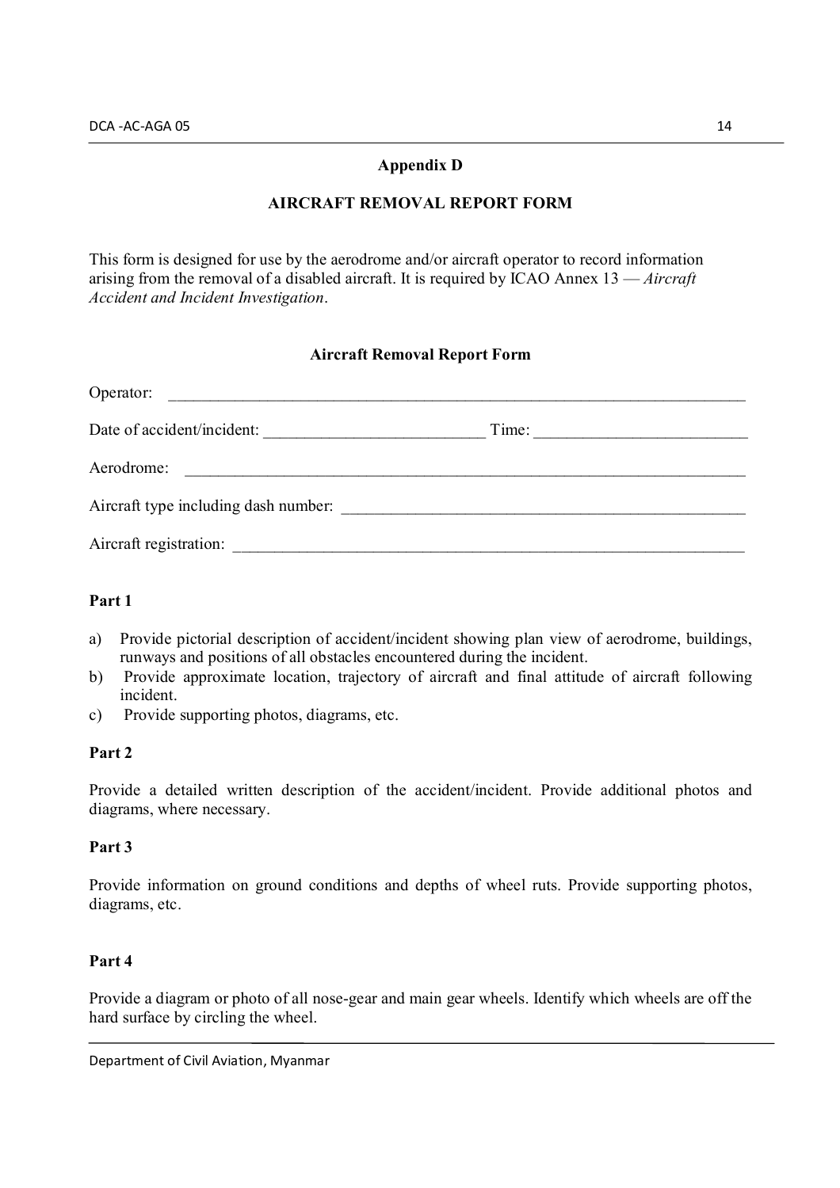## Appendix D

## AIRCRAFT REMOVAL REPORT FORM

This form is designed for use by the aerodrome and/or aircraft operator to record information arising from the removal of a disabled aircraft. It is required by ICAO Annex 13 — *Aircraft Accident and Incident Investigation*.

### Aircraft Removal Report Form

Operator: ______________________________________________________________________

Date of accident/incident: __________________________ Time: ________________________

Aerodrome: _____________________________________________________________________

Aircraft type including dash number: _________________________________________________

Aircraft registration: ______________________________________________________________

**Part 1**

a) Provide pictorial description of accident/incident showing plan view of aerodrome, buildings, runways and positions of all obstacles encountered during the incident.

b) Provide approximate location, trajectory of aircraft and final attitude of aircraft following incident.

c) Provide supporting photos, diagrams, etc.

**Part 2**

Provide a detailed written description of the accident/incident. Provide additional photos and diagrams, where necessary.

**Part 3**

Provide information on ground conditions and depths of wheel ruts. Provide supporting photos, diagrams, etc.

**Part 4**

Provide a diagram or photo of all nose-gear and main gear wheels. Identify which wheels are off the hard surface by circling the wheel.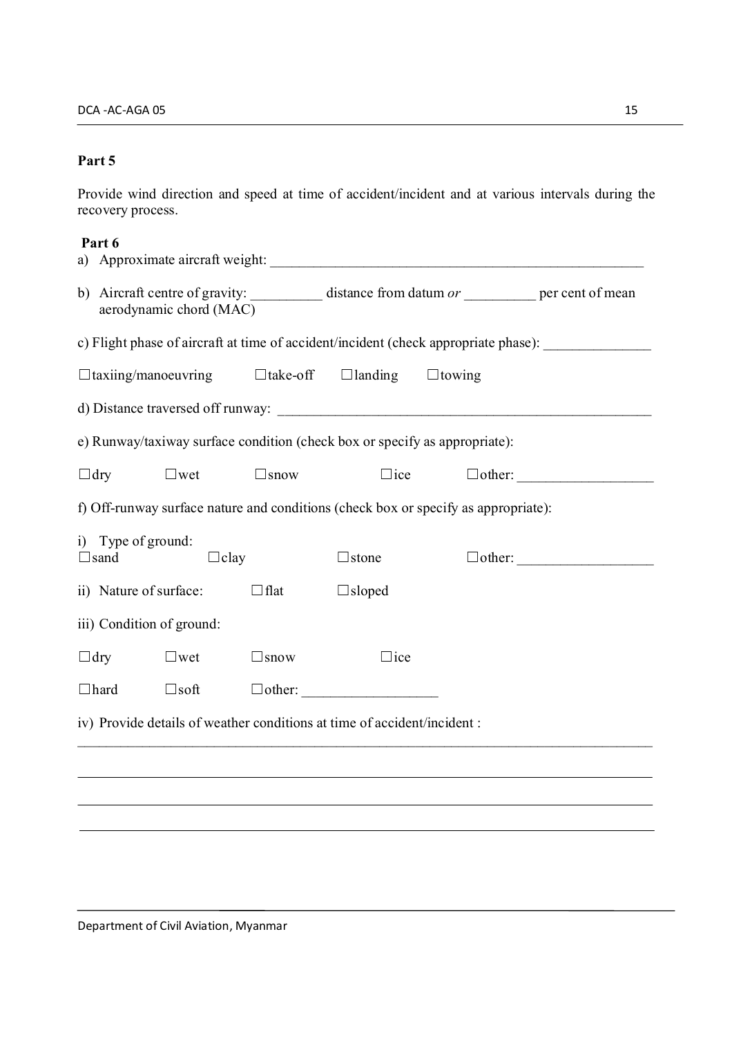**Part 5**

Provide wind direction and speed at time of accident/incident and at various intervals during the recovery process.

**Part 6**

a) Approximate aircraft weight: ____________________________________________________

b) Aircraft centre of gravity: __________ distance from datum *or* __________ per cent of mean aerodynamic chord (MAC)

c) Flight phase of aircraft at time of accident/incident (check appropriate phase): _______________

☐taxiing/manoeuvring ☐take-off ☐landing ☐towing

d) Distance traversed off runway: ____________________________________________________

e) Runway/taxiway surface condition (check box or specify as appropriate):

☐dry ☐wet ☐snow ☐ice ☐other: ___________________

f) Off-runway surface nature and conditions (check box or specify as appropriate):

i) Type of ground:
☐sand ☐clay ☐stone ☐other: ___________________

ii) Nature of surface: ☐flat ☐sloped

iii) Condition of ground:

☐dry ☐wet ☐snow ☐ice

☐hard ☐soft ☐other: ___________________

iv) Provide details of weather conditions at time of accident/incident :

_____________________________________________________________________________________

_____________________________________________________________________________________

_____________________________________________________________________________________

_____________________________________________________________________________________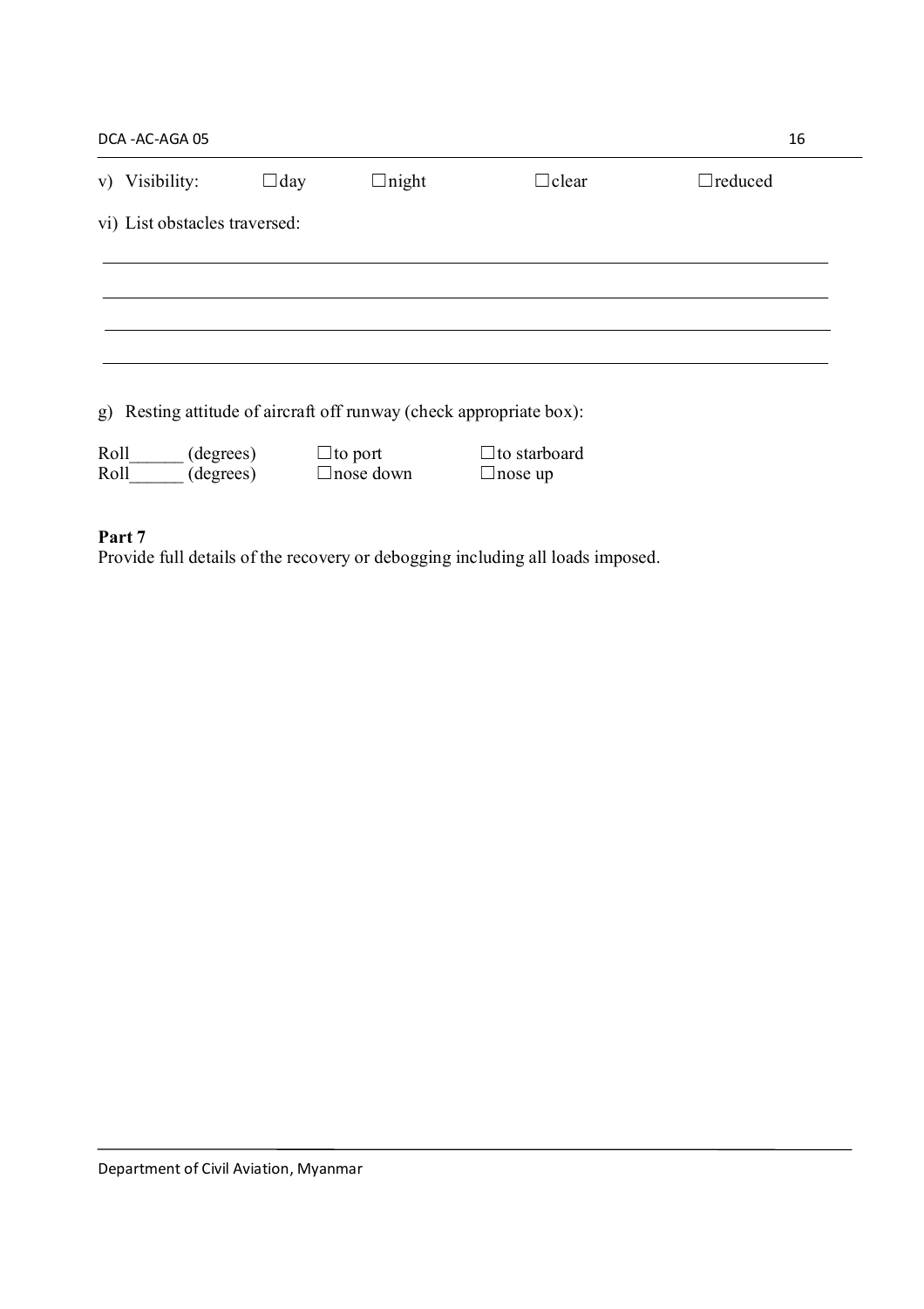v) Visibility: ☐day ☐night ☐clear ☐reduced

vi) List obstacles traversed:

\_\_\_\_\_\_\_\_\_\_\_\_\_\_\_\_\_\_\_\_\_\_\_\_\_\_\_\_\_\_\_\_\_\_\_\_\_\_\_\_\_\_\_\_\_\_\_\_\_\_\_\_\_\_\_\_\_\_\_\_\_\_\_\_\_\_\_\_\_\_\_\_\_\_\_\_\_\_

\_\_\_\_\_\_\_\_\_\_\_\_\_\_\_\_\_\_\_\_\_\_\_\_\_\_\_\_\_\_\_\_\_\_\_\_\_\_\_\_\_\_\_\_\_\_\_\_\_\_\_\_\_\_\_\_\_\_\_\_\_\_\_\_\_\_\_\_\_\_\_\_\_\_\_\_\_\_

\_\_\_\_\_\_\_\_\_\_\_\_\_\_\_\_\_\_\_\_\_\_\_\_\_\_\_\_\_\_\_\_\_\_\_\_\_\_\_\_\_\_\_\_\_\_\_\_\_\_\_\_\_\_\_\_\_\_\_\_\_\_\_\_\_\_\_\_\_\_\_\_\_\_\_\_\_\_

\_\_\_\_\_\_\_\_\_\_\_\_\_\_\_\_\_\_\_\_\_\_\_\_\_\_\_\_\_\_\_\_\_\_\_\_\_\_\_\_\_\_\_\_\_\_\_\_\_\_\_\_\_\_\_\_\_\_\_\_\_\_\_\_\_\_\_\_\_\_\_\_\_\_\_\_\_\_

g) Resting attitude of aircraft off runway (check appropriate box):

Roll\_\_\_\_\_\_ (degrees) ☐to port ☐to starboard
Roll\_\_\_\_\_\_ (degrees) ☐nose down ☐nose up

**Part 7**

Provide full details of the recovery or debogging including all loads imposed.